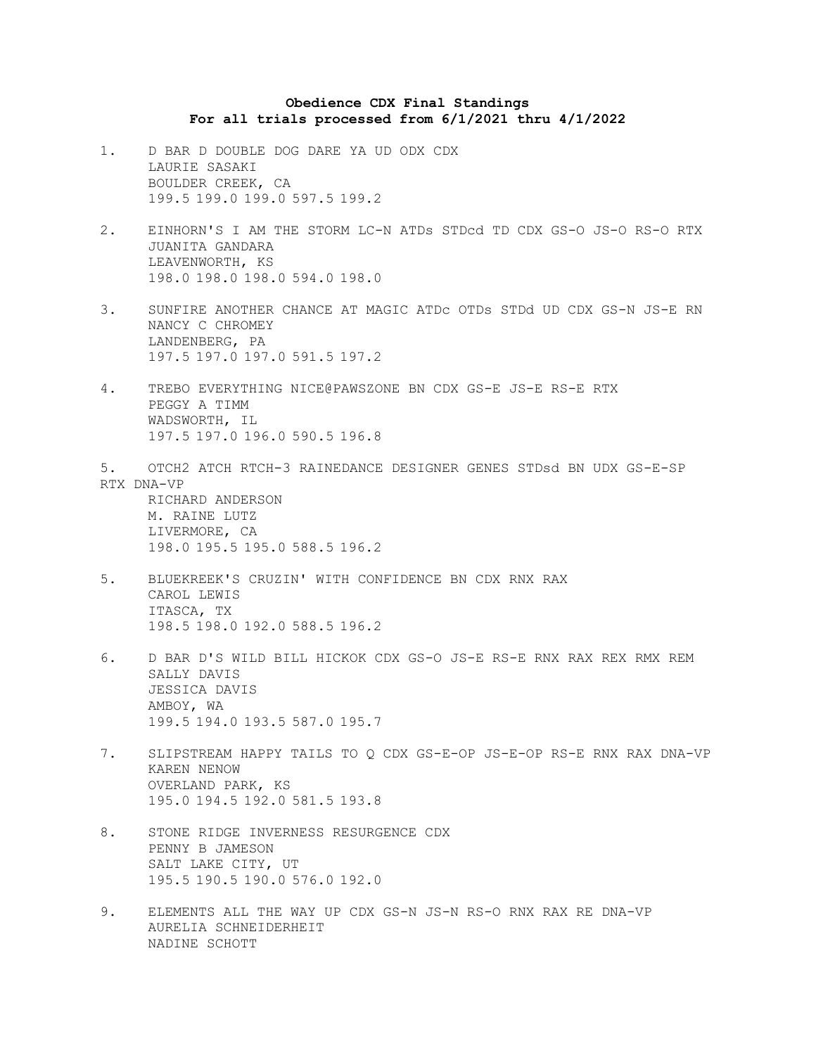**Obedience CDX Final Standings**
**For all trials processed from 6/1/2021 thru 4/1/2022**

1. D BAR D DOUBLE DOG DARE YA UD ODX CDX
   LAURIE SASAKI
   BOULDER CREEK, CA
   199.5 199.0 199.0 597.5 199.2

2. EINHORN'S I AM THE STORM LC-N ATDs STDcd TD CDX GS-O JS-O RS-O RTX
   JUANITA GANDARA
   LEAVENWORTH, KS
   198.0 198.0 198.0 594.0 198.0

3. SUNFIRE ANOTHER CHANCE AT MAGIC ATDc OTDs STDd UD CDX GS-N JS-E RN
   NANCY C CHROMEY
   LANDENBERG, PA
   197.5 197.0 197.0 591.5 197.2

4. TREBO EVERYTHING NICE@PAWSZONE BN CDX GS-E JS-E RS-E RTX
   PEGGY A TIMM
   WADSWORTH, IL
   197.5 197.0 196.0 590.5 196.8

5. OTCH2 ATCH RTCH-3 RAINEDANCE DESIGNER GENES STDsd BN UDX GS-E-SP RTX DNA-VP
   RICHARD ANDERSON
   M. RAINE LUTZ
   LIVERMORE, CA
   198.0 195.5 195.0 588.5 196.2

5. BLUEKREEK'S CRUZIN' WITH CONFIDENCE BN CDX RNX RAX
   CAROL LEWIS
   ITASCA, TX
   198.5 198.0 192.0 588.5 196.2

6. D BAR D'S WILD BILL HICKOK CDX GS-O JS-E RS-E RNX RAX REX RMX REM
   SALLY DAVIS
   JESSICA DAVIS
   AMBOY, WA
   199.5 194.0 193.5 587.0 195.7

7. SLIPSTREAM HAPPY TAILS TO Q CDX GS-E-OP JS-E-OP RS-E RNX RAX DNA-VP
   KAREN NENOW
   OVERLAND PARK, KS
   195.0 194.5 192.0 581.5 193.8

8. STONE RIDGE INVERNESS RESURGENCE CDX
   PENNY B JAMESON
   SALT LAKE CITY, UT
   195.5 190.5 190.0 576.0 192.0

9. ELEMENTS ALL THE WAY UP CDX GS-N JS-N RS-O RNX RAX RE DNA-VP
   AURELIA SCHNEIDERHEIT
   NADINE SCHOTT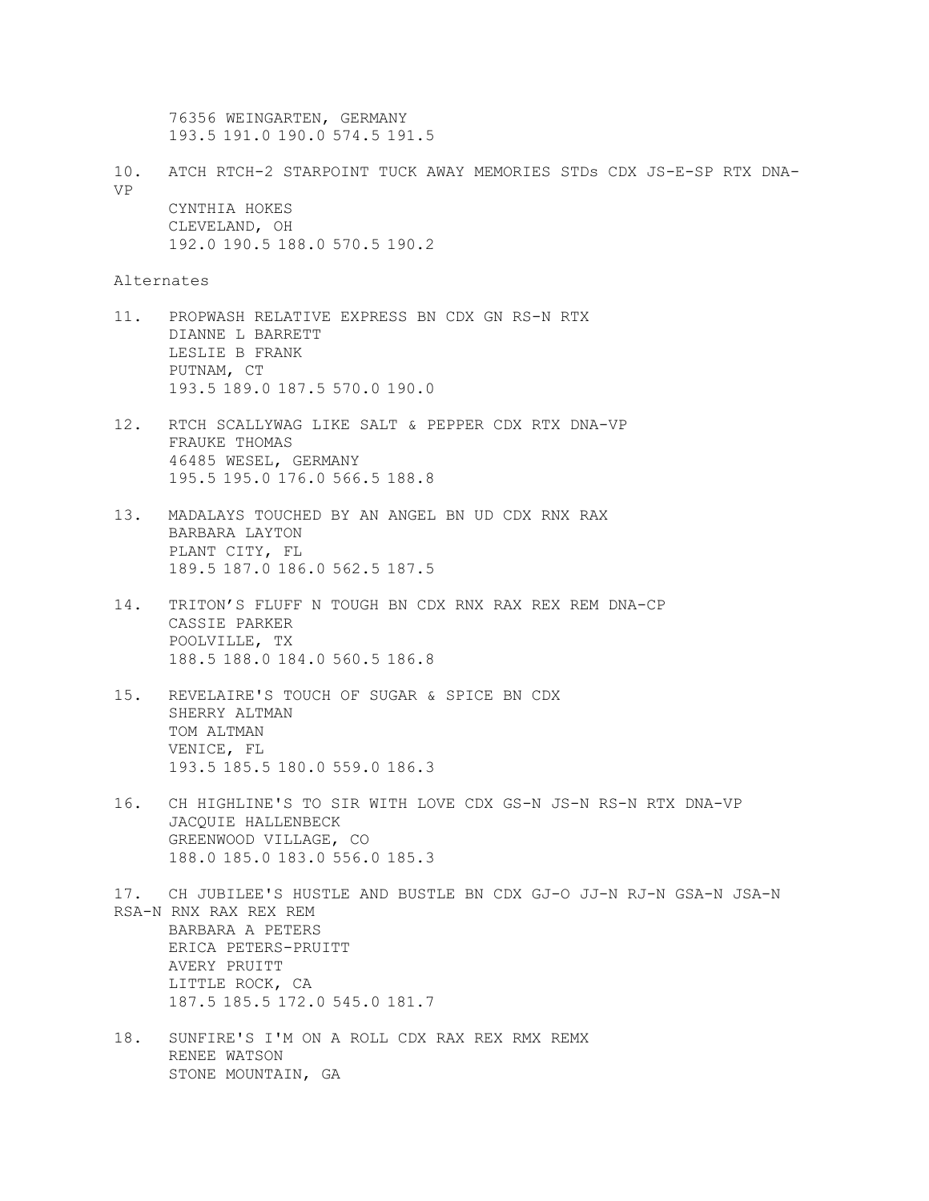76356 WEINGARTEN, GERMANY
193.5 191.0 190.0 574.5 191.5

10. ATCH RTCH-2 STARPOINT TUCK AWAY MEMORIES STDs CDX JS-E-SP RTX DNA-VP
CYNTHIA HOKES
CLEVELAND, OH
192.0 190.5 188.0 570.5 190.2

Alternates

11. PROPWASH RELATIVE EXPRESS BN CDX GN RS-N RTX
DIANNE L BARRETT
LESLIE B FRANK
PUTNAM, CT
193.5 189.0 187.5 570.0 190.0

12. RTCH SCALLYWAG LIKE SALT & PEPPER CDX RTX DNA-VP
FRAUKE THOMAS
46485 WESEL, GERMANY
195.5 195.0 176.0 566.5 188.8

13. MADALAYS TOUCHED BY AN ANGEL BN UD CDX RNX RAX
BARBARA LAYTON
PLANT CITY, FL
189.5 187.0 186.0 562.5 187.5

14. TRITON'S FLUFF N TOUGH BN CDX RNX RAX REX REM DNA-CP
CASSIE PARKER
POOLVILLE, TX
188.5 188.0 184.0 560.5 186.8

15. REVELAIRE'S TOUCH OF SUGAR & SPICE BN CDX
SHERRY ALTMAN
TOM ALTMAN
VENICE, FL
193.5 185.5 180.0 559.0 186.3

16. CH HIGHLINE'S TO SIR WITH LOVE CDX GS-N JS-N RS-N RTX DNA-VP
JACQUIE HALLENBECK
GREENWOOD VILLAGE, CO
188.0 185.0 183.0 556.0 185.3

17. CH JUBILEE'S HUSTLE AND BUSTLE BN CDX GJ-O JJ-N RJ-N GSA-N JSA-N RSA-N RNX RAX REX REM
BARBARA A PETERS
ERICA PETERS-PRUITT
AVERY PRUITT
LITTLE ROCK, CA
187.5 185.5 172.0 545.0 181.7

18. SUNFIRE'S I'M ON A ROLL CDX RAX REX RMX REMX
RENEE WATSON
STONE MOUNTAIN, GA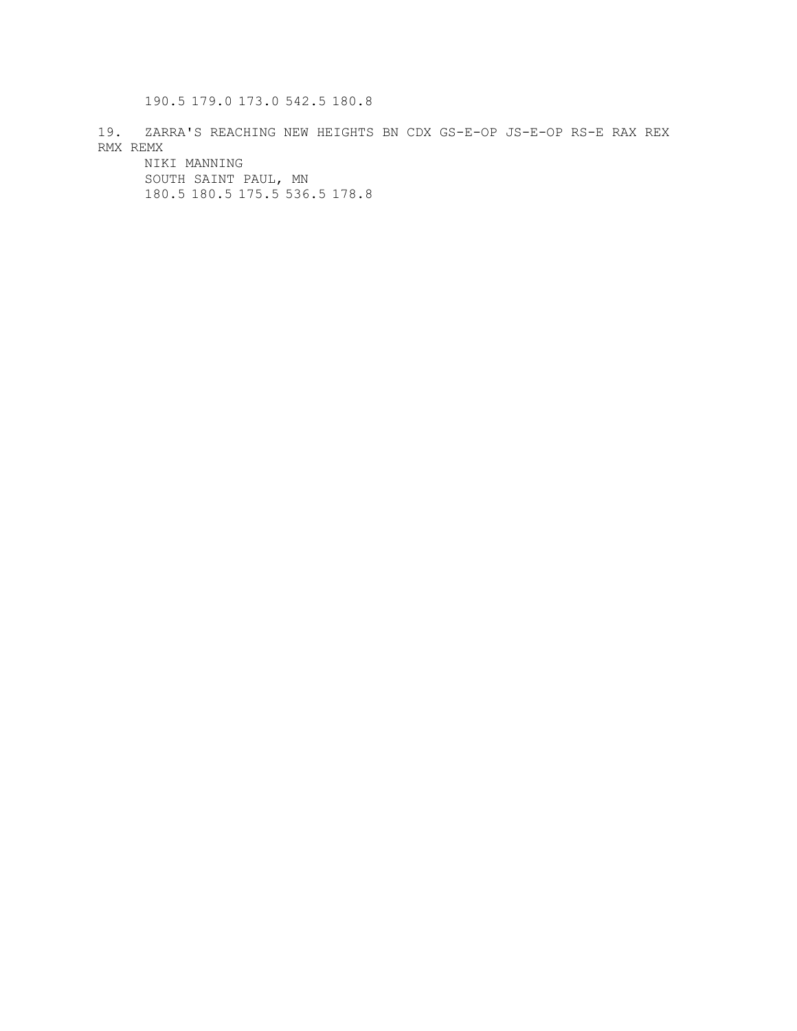190.5 179.0 173.0 542.5 180.8

19. ZARRA'S REACHING NEW HEIGHTS BN CDX GS-E-OP JS-E-OP RS-E RAX REX RMX REMX

NIKI MANNING

SOUTH SAINT PAUL, MN

180.5 180.5 175.5 536.5 178.8